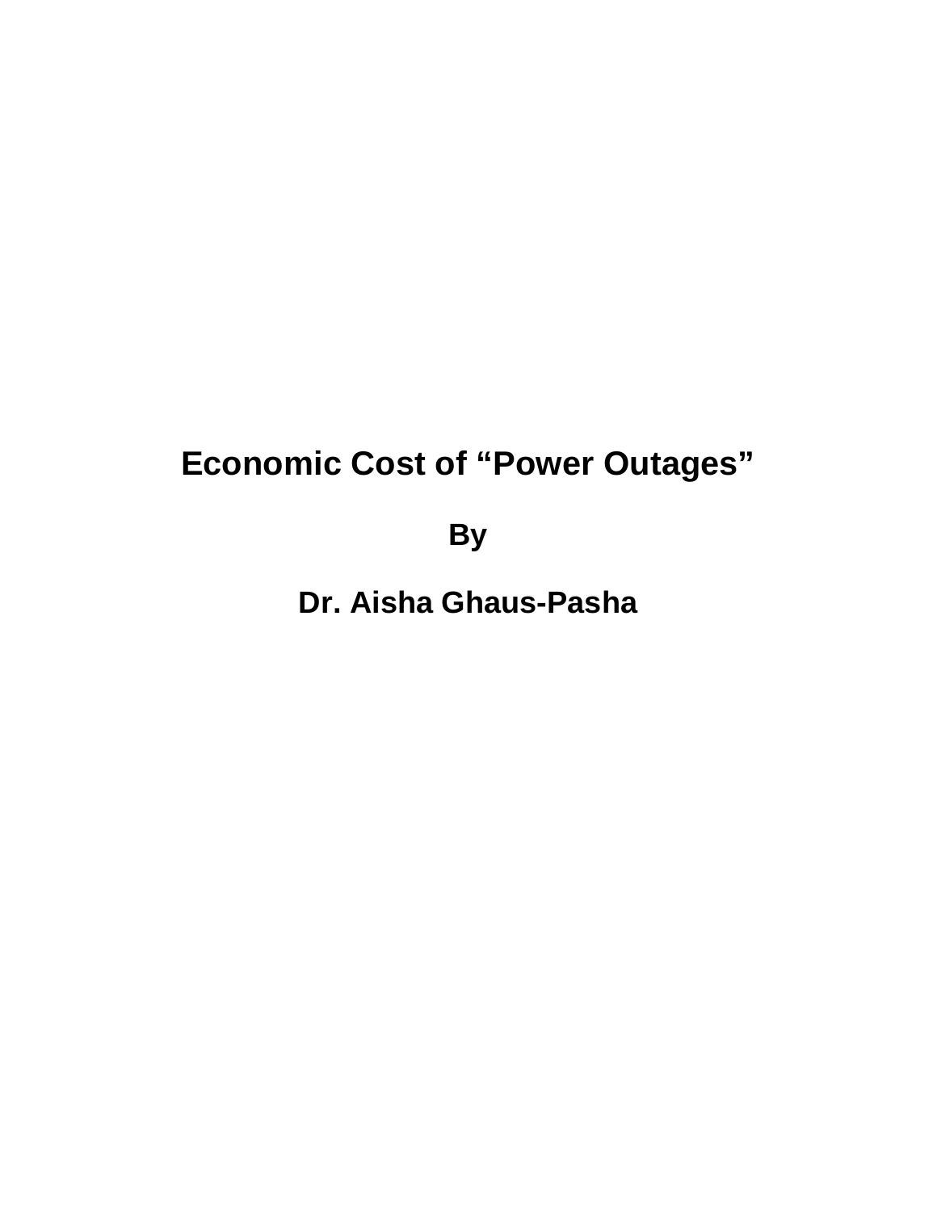# Economic Cost of "Power Outages"

**By**

**Dr. Aisha Ghaus-Pasha**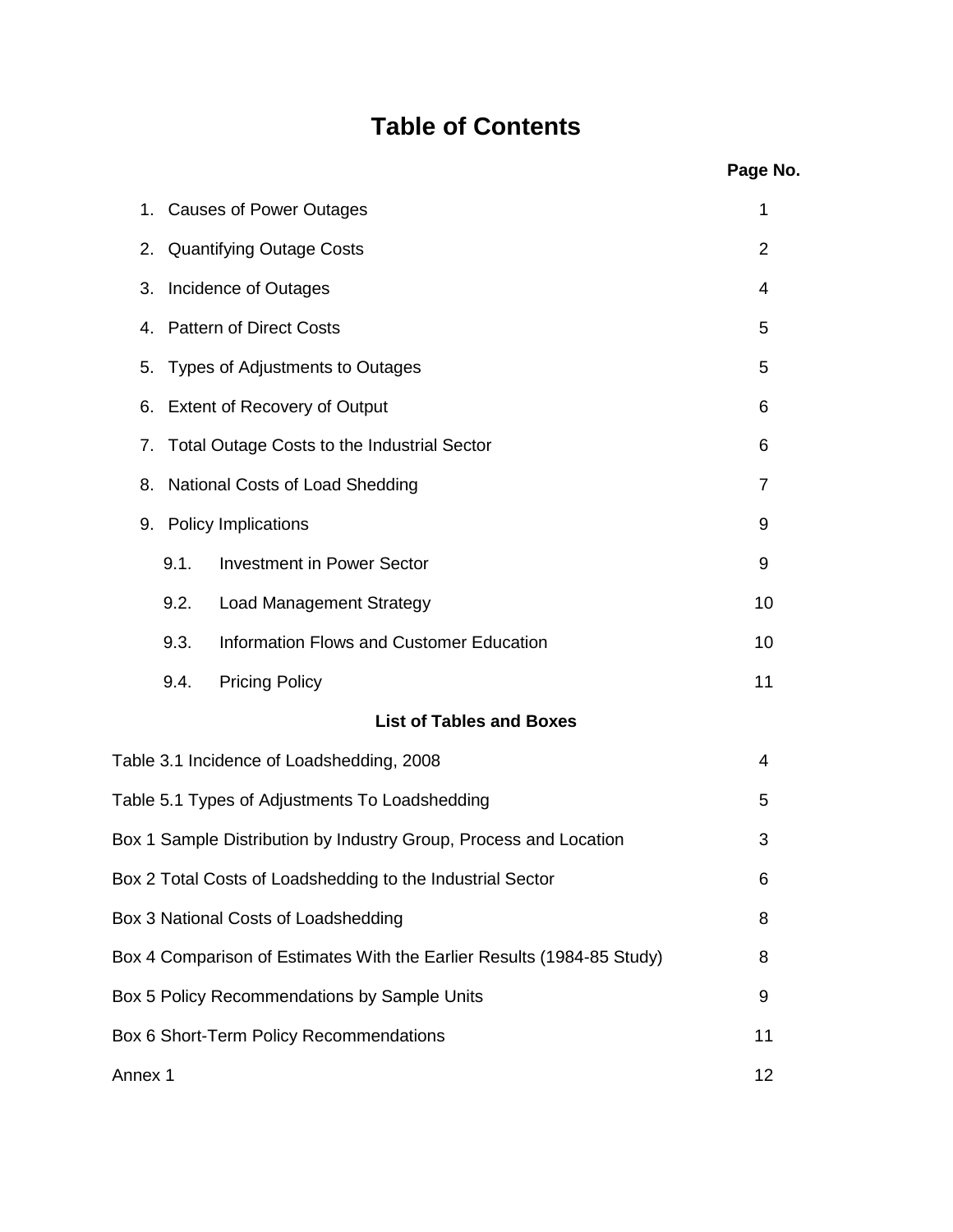# Table of Contents

| | Page No. |
|---|---|
| 1. Causes of Power Outages | 1 |
| 2. Quantifying Outage Costs | 2 |
| 3. Incidence of Outages | 4 |
| 4. Pattern of Direct Costs | 5 |
| 5. Types of Adjustments to Outages | 5 |
| 6. Extent of Recovery of Output | 6 |
| 7. Total Outage Costs to the Industrial Sector | 6 |
| 8. National Costs of Load Shedding | 7 |
| 9. Policy Implications | 9 |
| 9.1. Investment in Power Sector | 9 |
| 9.2. Load Management Strategy | 10 |
| 9.3. Information Flows and Customer Education | 10 |
| 9.4. Pricing Policy | 11 |

## List of Tables and Boxes

| | |
|---|---|
| Table 3.1 Incidence of Loadshedding, 2008 | 4 |
| Table 5.1 Types of Adjustments To Loadshedding | 5 |
| Box 1 Sample Distribution by Industry Group, Process and Location | 3 |
| Box 2 Total Costs of Loadshedding to the Industrial Sector | 6 |
| Box 3 National Costs of Loadshedding | 8 |
| Box 4 Comparison of Estimates With the Earlier Results (1984-85 Study) | 8 |
| Box 5 Policy Recommendations by Sample Units | 9 |
| Box 6 Short-Term Policy Recommendations | 11 |
| Annex 1 | 12 |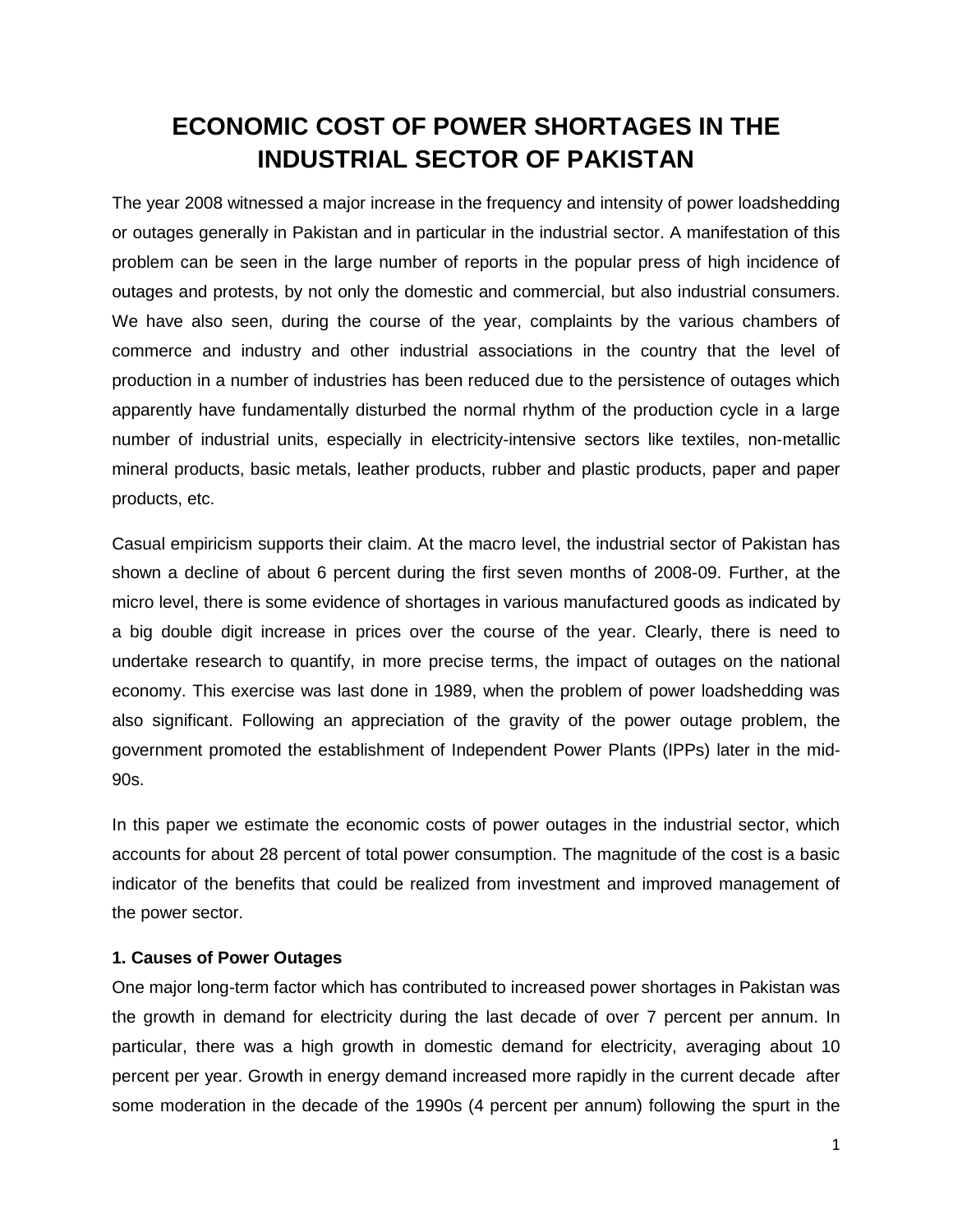# ECONOMIC COST OF POWER SHORTAGES IN THE INDUSTRIAL SECTOR OF PAKISTAN

The year 2008 witnessed a major increase in the frequency and intensity of power loadshedding or outages generally in Pakistan and in particular in the industrial sector. A manifestation of this problem can be seen in the large number of reports in the popular press of high incidence of outages and protests, by not only the domestic and commercial, but also industrial consumers. We have also seen, during the course of the year, complaints by the various chambers of commerce and industry and other industrial associations in the country that the level of production in a number of industries has been reduced due to the persistence of outages which apparently have fundamentally disturbed the normal rhythm of the production cycle in a large number of industrial units, especially in electricity-intensive sectors like textiles, non-metallic mineral products, basic metals, leather products, rubber and plastic products, paper and paper products, etc.

Casual empiricism supports their claim. At the macro level, the industrial sector of Pakistan has shown a decline of about 6 percent during the first seven months of 2008-09. Further, at the micro level, there is some evidence of shortages in various manufactured goods as indicated by a big double digit increase in prices over the course of the year. Clearly, there is need to undertake research to quantify, in more precise terms, the impact of outages on the national economy. This exercise was last done in 1989, when the problem of power loadshedding was also significant. Following an appreciation of the gravity of the power outage problem, the government promoted the establishment of Independent Power Plants (IPPs) later in the mid-90s.

In this paper we estimate the economic costs of power outages in the industrial sector, which accounts for about 28 percent of total power consumption. The magnitude of the cost is a basic indicator of the benefits that could be realized from investment and improved management of the power sector.

### 1. Causes of Power Outages

One major long-term factor which has contributed to increased power shortages in Pakistan was the growth in demand for electricity during the last decade of over 7 percent per annum. In particular, there was a high growth in domestic demand for electricity, averaging about 10 percent per year. Growth in energy demand increased more rapidly in the current decade after some moderation in the decade of the 1990s (4 percent per annum) following the spurt in the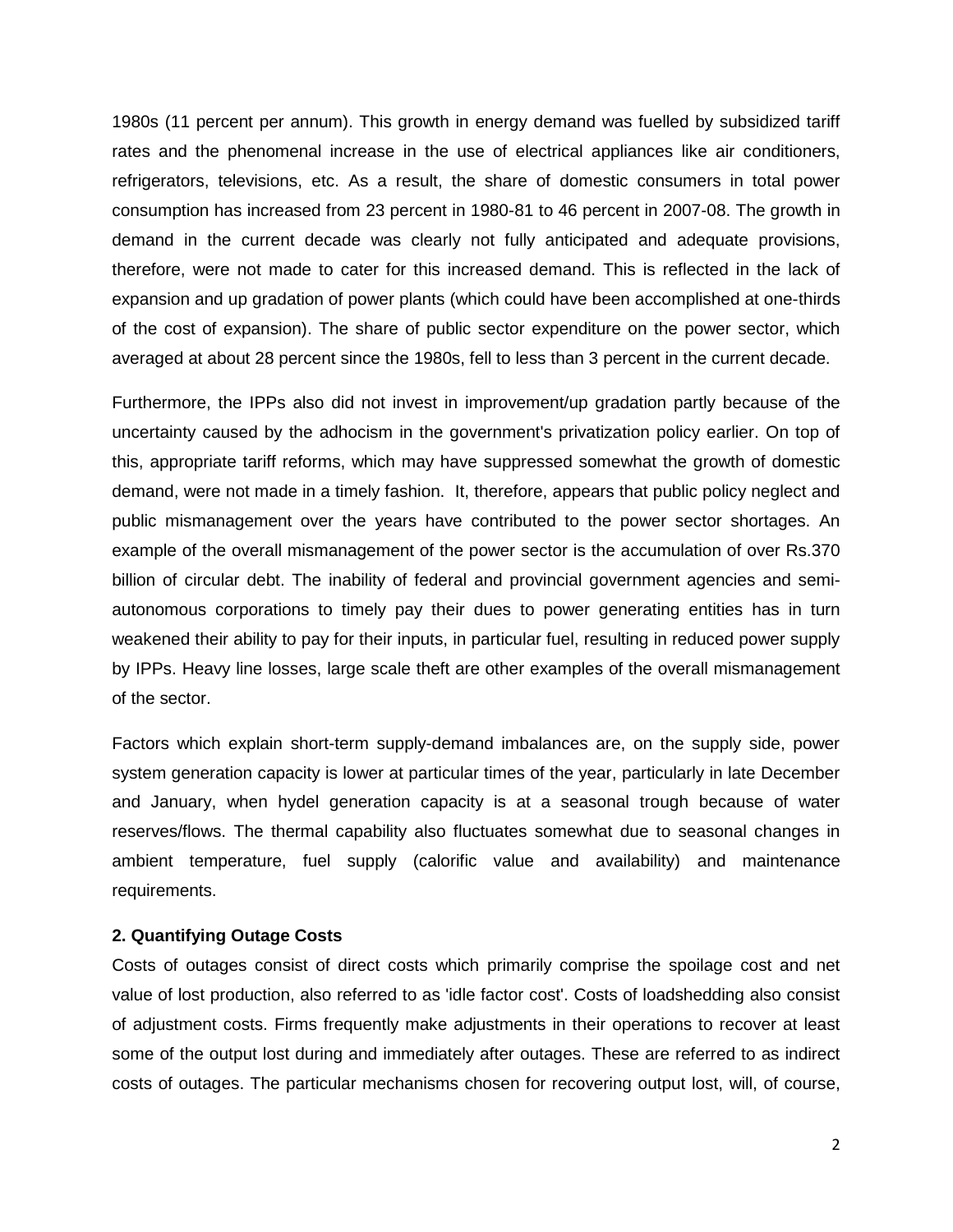1980s (11 percent per annum). This growth in energy demand was fuelled by subsidized tariff rates and the phenomenal increase in the use of electrical appliances like air conditioners, refrigerators, televisions, etc. As a result, the share of domestic consumers in total power consumption has increased from 23 percent in 1980-81 to 46 percent in 2007-08. The growth in demand in the current decade was clearly not fully anticipated and adequate provisions, therefore, were not made to cater for this increased demand. This is reflected in the lack of expansion and up gradation of power plants (which could have been accomplished at one-thirds of the cost of expansion). The share of public sector expenditure on the power sector, which averaged at about 28 percent since the 1980s, fell to less than 3 percent in the current decade.

Furthermore, the IPPs also did not invest in improvement/up gradation partly because of the uncertainty caused by the adhocism in the government's privatization policy earlier. On top of this, appropriate tariff reforms, which may have suppressed somewhat the growth of domestic demand, were not made in a timely fashion. It, therefore, appears that public policy neglect and public mismanagement over the years have contributed to the power sector shortages. An example of the overall mismanagement of the power sector is the accumulation of over Rs.370 billion of circular debt. The inability of federal and provincial government agencies and semi-autonomous corporations to timely pay their dues to power generating entities has in turn weakened their ability to pay for their inputs, in particular fuel, resulting in reduced power supply by IPPs. Heavy line losses, large scale theft are other examples of the overall mismanagement of the sector.

Factors which explain short-term supply-demand imbalances are, on the supply side, power system generation capacity is lower at particular times of the year, particularly in late December and January, when hydel generation capacity is at a seasonal trough because of water reserves/flows. The thermal capability also fluctuates somewhat due to seasonal changes in ambient temperature, fuel supply (calorific value and availability) and maintenance requirements.

### 2. Quantifying Outage Costs

Costs of outages consist of direct costs which primarily comprise the spoilage cost and net value of lost production, also referred to as 'idle factor cost'. Costs of loadshedding also consist of adjustment costs. Firms frequently make adjustments in their operations to recover at least some of the output lost during and immediately after outages. These are referred to as indirect costs of outages. The particular mechanisms chosen for recovering output lost, will, of course,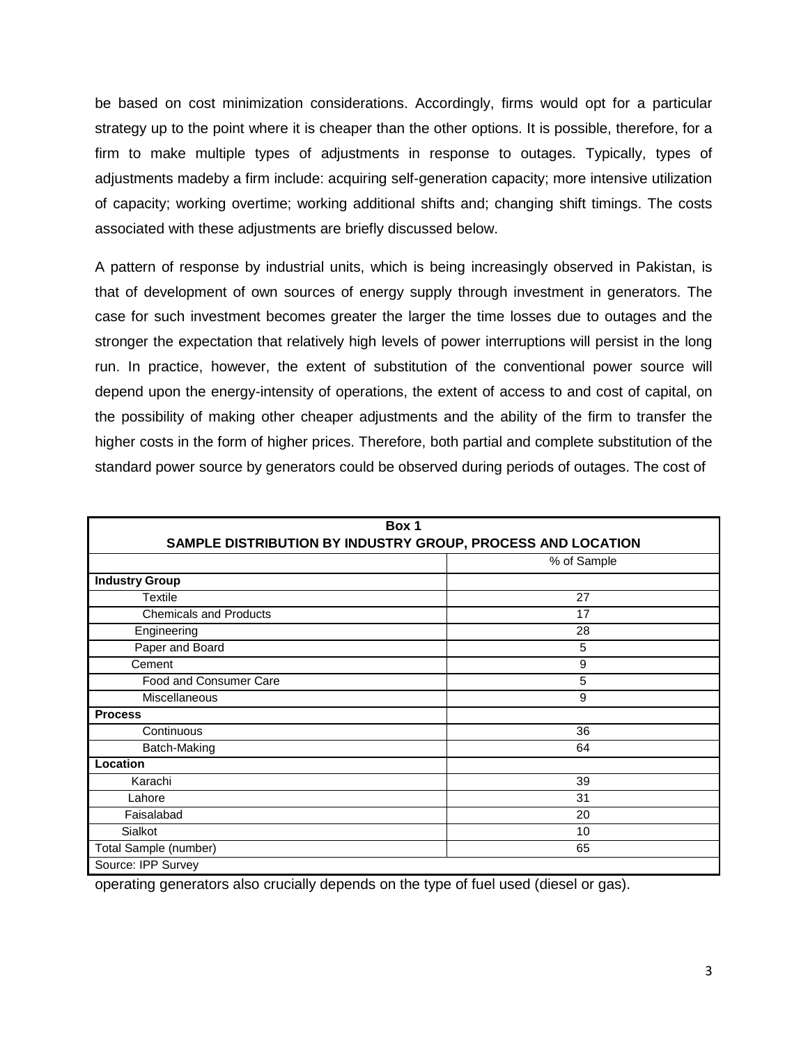be based on cost minimization considerations. Accordingly, firms would opt for a particular strategy up to the point where it is cheaper than the other options. It is possible, therefore, for a firm to make multiple types of adjustments in response to outages. Typically, types of adjustments madeby a firm include: acquiring self-generation capacity; more intensive utilization of capacity; working overtime; working additional shifts and; changing shift timings. The costs associated with these adjustments are briefly discussed below.

A pattern of response by industrial units, which is being increasingly observed in Pakistan, is that of development of own sources of energy supply through investment in generators. The case for such investment becomes greater the larger the time losses due to outages and the stronger the expectation that relatively high levels of power interruptions will persist in the long run. In practice, however, the extent of substitution of the conventional power source will depend upon the energy-intensity of operations, the extent of access to and cost of capital, on the possibility of making other cheaper adjustments and the ability of the firm to transfer the higher costs in the form of higher prices. Therefore, both partial and complete substitution of the standard power source by generators could be observed during periods of outages. The cost of operating generators also crucially depends on the type of fuel used (diesel or gas).

**Box 1**
**SAMPLE DISTRIBUTION BY INDUSTRY GROUP, PROCESS AND LOCATION**

| | % of Sample |
|---|---|
| **Industry Group** | |
| Textile | 27 |
| Chemicals and Products | 17 |
| Engineering | 28 |
| Paper and Board | 5 |
| Cement | 9 |
| Food and Consumer Care | 5 |
| Miscellaneous | 9 |
| **Process** | |
| Continuous | 36 |
| Batch-Making | 64 |
| **Location** | |
| Karachi | 39 |
| Lahore | 31 |
| Faisalabad | 20 |
| Sialkot | 10 |
| Total Sample (number) | 65 |

Source: IPP Survey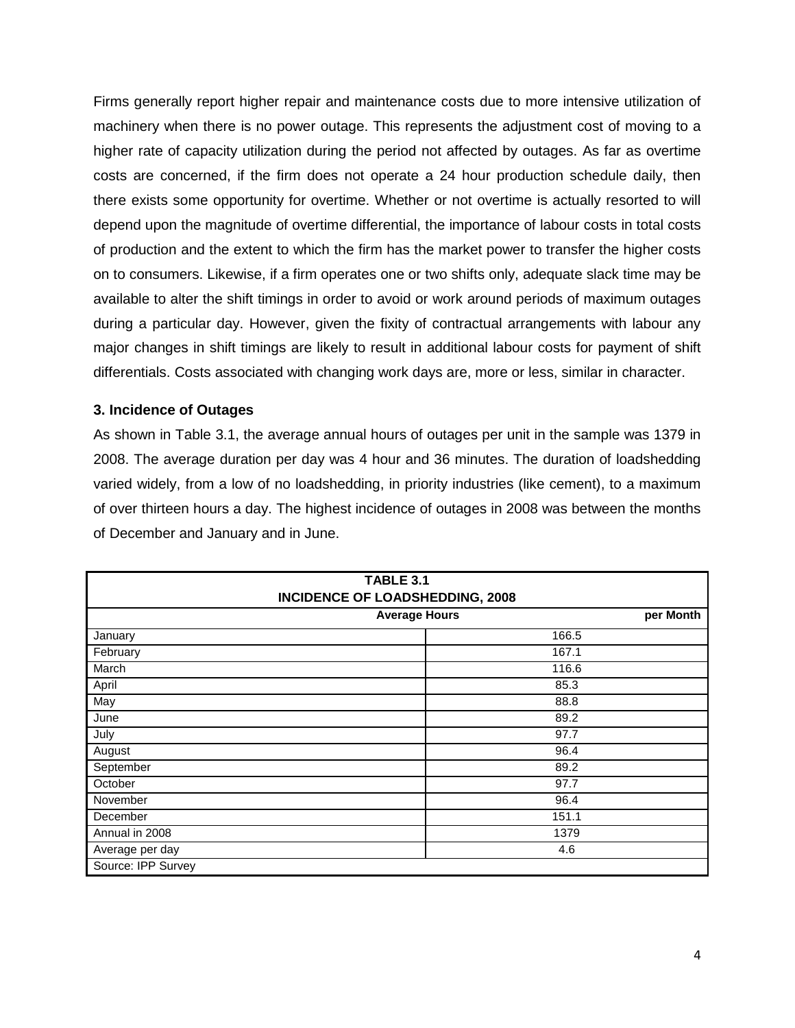Firms generally report higher repair and maintenance costs due to more intensive utilization of machinery when there is no power outage. This represents the adjustment cost of moving to a higher rate of capacity utilization during the period not affected by outages. As far as overtime costs are concerned, if the firm does not operate a 24 hour production schedule daily, then there exists some opportunity for overtime. Whether or not overtime is actually resorted to will depend upon the magnitude of overtime differential, the importance of labour costs in total costs of production and the extent to which the firm has the market power to transfer the higher costs on to consumers. Likewise, if a firm operates one or two shifts only, adequate slack time may be available to alter the shift timings in order to avoid or work around periods of maximum outages during a particular day. However, given the fixity of contractual arrangements with labour any major changes in shift timings are likely to result in additional labour costs for payment of shift differentials. Costs associated with changing work days are, more or less, similar in character.

### 3. Incidence of Outages

As shown in Table 3.1, the average annual hours of outages per unit in the sample was 1379 in 2008. The average duration per day was 4 hour and 36 minutes. The duration of loadshedding varied widely, from a low of no loadshedding, in priority industries (like cement), to a maximum of over thirteen hours a day. The highest incidence of outages in 2008 was between the months of December and January and in June.

**TABLE 3.1**
**INCIDENCE OF LOADSHEDDING, 2008**

| | Average Hours per Month |
|---|---|
| January | 166.5 |
| February | 167.1 |
| March | 116.6 |
| April | 85.3 |
| May | 88.8 |
| June | 89.2 |
| July | 97.7 |
| August | 96.4 |
| September | 89.2 |
| October | 97.7 |
| November | 96.4 |
| December | 151.1 |
| Annual in 2008 | 1379 |
| Average per day | 4.6 |

Source: IPP Survey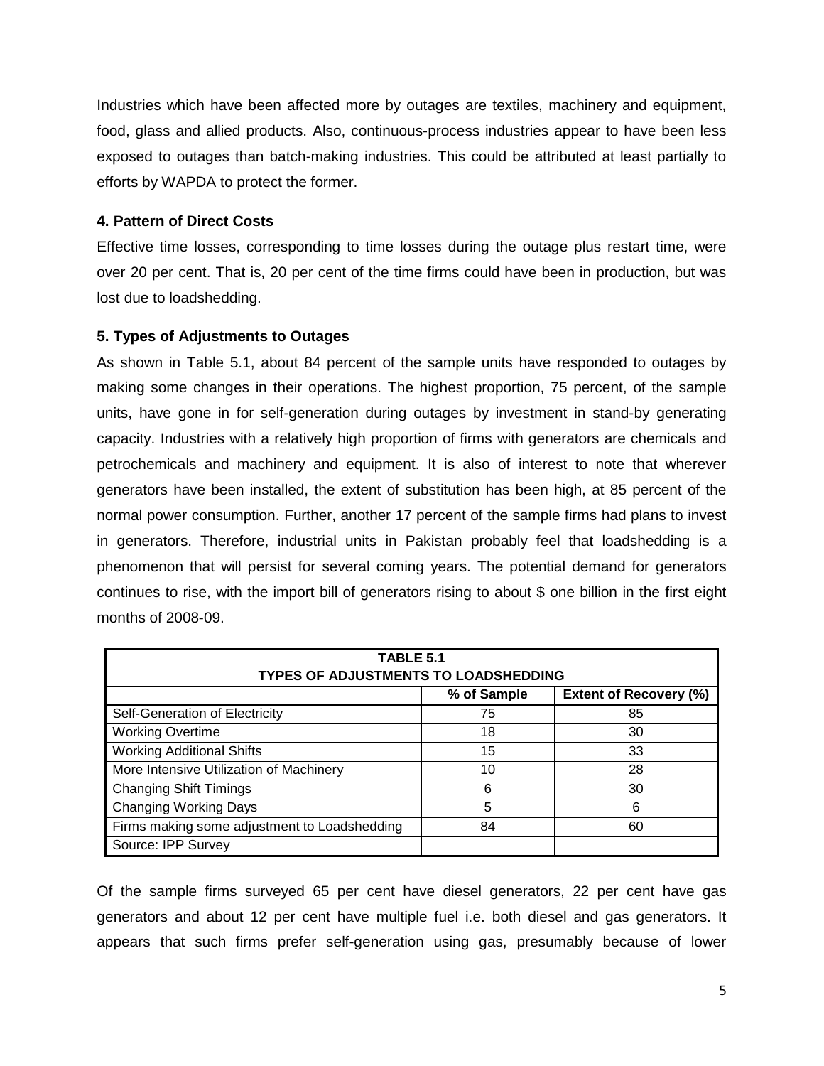Industries which have been affected more by outages are textiles, machinery and equipment, food, glass and allied products. Also, continuous-process industries appear to have been less exposed to outages than batch-making industries. This could be attributed at least partially to efforts by WAPDA to protect the former.

### 4. Pattern of Direct Costs

Effective time losses, corresponding to time losses during the outage plus restart time, were over 20 per cent. That is, 20 per cent of the time firms could have been in production, but was lost due to loadshedding.

### 5. Types of Adjustments to Outages

As shown in Table 5.1, about 84 percent of the sample units have responded to outages by making some changes in their operations. The highest proportion, 75 percent, of the sample units, have gone in for self-generation during outages by investment in stand-by generating capacity. Industries with a relatively high proportion of firms with generators are chemicals and petrochemicals and machinery and equipment. It is also of interest to note that wherever generators have been installed, the extent of substitution has been high, at 85 percent of the normal power consumption. Further, another 17 percent of the sample firms had plans to invest in generators. Therefore, industrial units in Pakistan probably feel that loadshedding is a phenomenon that will persist for several coming years. The potential demand for generators continues to rise, with the import bill of generators rising to about $ one billion in the first eight months of 2008-09.

**TABLE 5.1**
**TYPES OF ADJUSTMENTS TO LOADSHEDDING**

| | % of Sample | Extent of Recovery (%) |
|---|---|---|
| Self-Generation of Electricity | 75 | 85 |
| Working Overtime | 18 | 30 |
| Working Additional Shifts | 15 | 33 |
| More Intensive Utilization of Machinery | 10 | 28 |
| Changing Shift Timings | 6 | 30 |
| Changing Working Days | 5 | 6 |
| Firms making some adjustment to Loadshedding | 84 | 60 |
| Source: IPP Survey | | |

Of the sample firms surveyed 65 per cent have diesel generators, 22 per cent have gas generators and about 12 per cent have multiple fuel i.e. both diesel and gas generators. It appears that such firms prefer self-generation using gas, presumably because of lower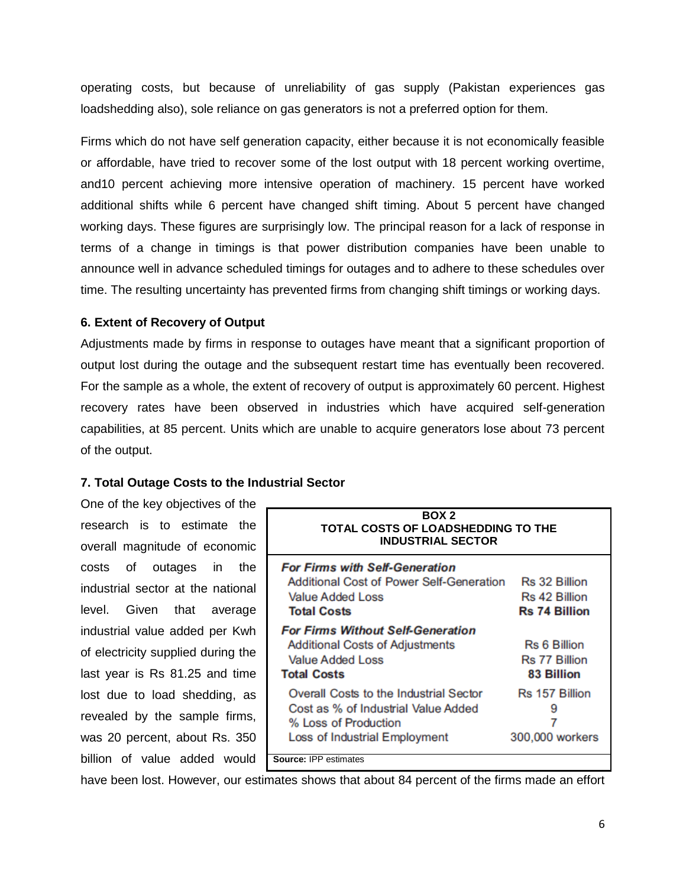operating costs, but because of unreliability of gas supply (Pakistan experiences gas loadshedding also), sole reliance on gas generators is not a preferred option for them.

Firms which do not have self generation capacity, either because it is not economically feasible or affordable, have tried to recover some of the lost output with 18 percent working overtime, and10 percent achieving more intensive operation of machinery. 15 percent have worked additional shifts while 6 percent have changed shift timing. About 5 percent have changed working days. These figures are surprisingly low. The principal reason for a lack of response in terms of a change in timings is that power distribution companies have been unable to announce well in advance scheduled timings for outages and to adhere to these schedules over time. The resulting uncertainty has prevented firms from changing shift timings or working days.

### 6. Extent of Recovery of Output

Adjustments made by firms in response to outages have meant that a significant proportion of output lost during the outage and the subsequent restart time has eventually been recovered. For the sample as a whole, the extent of recovery of output is approximately 60 percent. Highest recovery rates have been observed in industries which have acquired self-generation capabilities, at 85 percent. Units which are unable to acquire generators lose about 73 percent of the output.

### 7. Total Outage Costs to the Industrial Sector

One of the key objectives of the research is to estimate the overall magnitude of economic costs of outages in the industrial sector at the national level. Given that average industrial value added per Kwh of electricity supplied during the last year is Rs 81.25 and time lost due to load shedding, as revealed by the sample firms, was 20 percent, about Rs. 350 billion of value added would have been lost. However, our estimates shows that about 84 percent of the firms made an effort

| BOX 2<br>TOTAL COSTS OF LOADSHEDDING TO THE INDUSTRIAL SECTOR | |
|---|---|
| ***For Firms with Self-Generation*** | |
| Additional Cost of Power Self-Generation | Rs 32 Billion |
| Value Added Loss | Rs 42 Billion |
| **Total Costs** | **Rs 74 Billion** |
| ***For Firms Without Self-Generation*** | |
| Additional Costs of Adjustments | Rs 6 Billion |
| Value Added Loss | Rs 77 Billion |
| **Total Costs** | **83 Billion** |
| Overall Costs to the Industrial Sector | Rs 157 Billion |
| Cost as % of Industrial Value Added | 9 |
| % Loss of Production | 7 |
| Loss of Industrial Employment | 300,000 workers |

**Source:** IPP estimates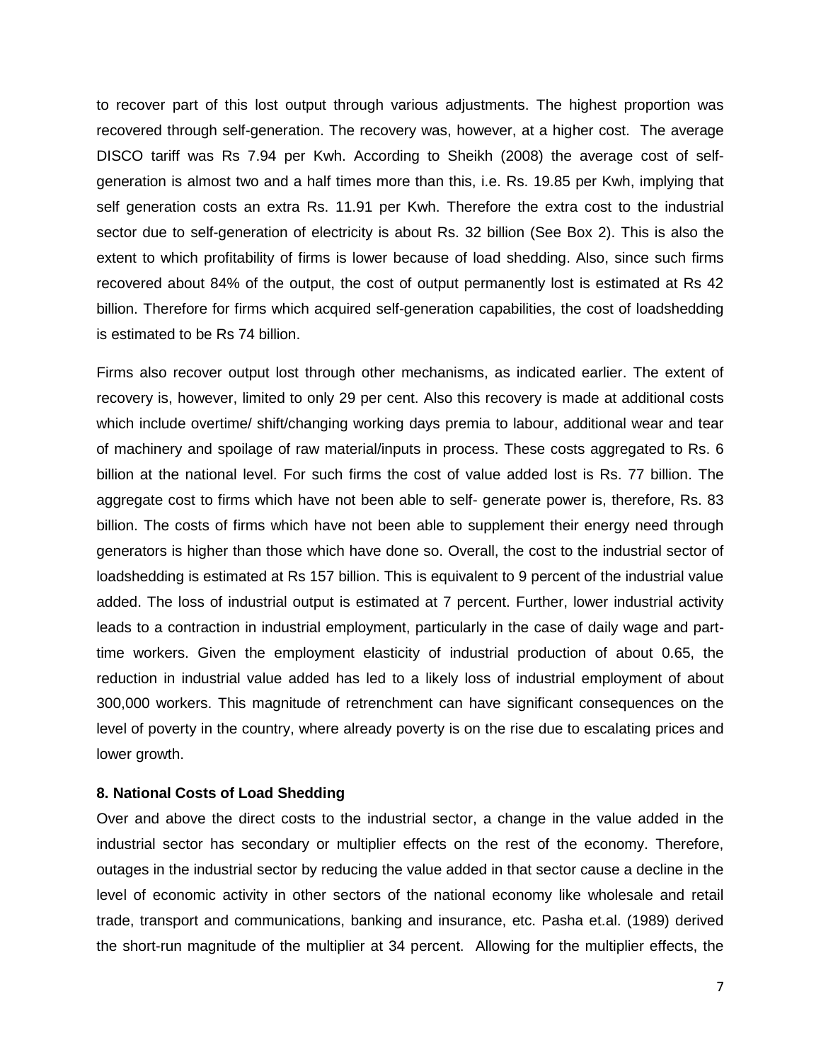to recover part of this lost output through various adjustments. The highest proportion was recovered through self-generation. The recovery was, however, at a higher cost. The average DISCO tariff was Rs 7.94 per Kwh. According to Sheikh (2008) the average cost of self-generation is almost two and a half times more than this, i.e. Rs. 19.85 per Kwh, implying that self generation costs an extra Rs. 11.91 per Kwh. Therefore the extra cost to the industrial sector due to self-generation of electricity is about Rs. 32 billion (See Box 2). This is also the extent to which profitability of firms is lower because of load shedding. Also, since such firms recovered about 84% of the output, the cost of output permanently lost is estimated at Rs 42 billion. Therefore for firms which acquired self-generation capabilities, the cost of loadshedding is estimated to be Rs 74 billion.

Firms also recover output lost through other mechanisms, as indicated earlier. The extent of recovery is, however, limited to only 29 per cent. Also this recovery is made at additional costs which include overtime/ shift/changing working days premia to labour, additional wear and tear of machinery and spoilage of raw material/inputs in process. These costs aggregated to Rs. 6 billion at the national level. For such firms the cost of value added lost is Rs. 77 billion. The aggregate cost to firms which have not been able to self- generate power is, therefore, Rs. 83 billion. The costs of firms which have not been able to supplement their energy need through generators is higher than those which have done so. Overall, the cost to the industrial sector of loadshedding is estimated at Rs 157 billion. This is equivalent to 9 percent of the industrial value added. The loss of industrial output is estimated at 7 percent. Further, lower industrial activity leads to a contraction in industrial employment, particularly in the case of daily wage and part-time workers. Given the employment elasticity of industrial production of about 0.65, the reduction in industrial value added has led to a likely loss of industrial employment of about 300,000 workers. This magnitude of retrenchment can have significant consequences on the level of poverty in the country, where already poverty is on the rise due to escalating prices and lower growth.

### 8. National Costs of Load Shedding

Over and above the direct costs to the industrial sector, a change in the value added in the industrial sector has secondary or multiplier effects on the rest of the economy. Therefore, outages in the industrial sector by reducing the value added in that sector cause a decline in the level of economic activity in other sectors of the national economy like wholesale and retail trade, transport and communications, banking and insurance, etc. Pasha et.al. (1989) derived the short-run magnitude of the multiplier at 34 percent. Allowing for the multiplier effects, the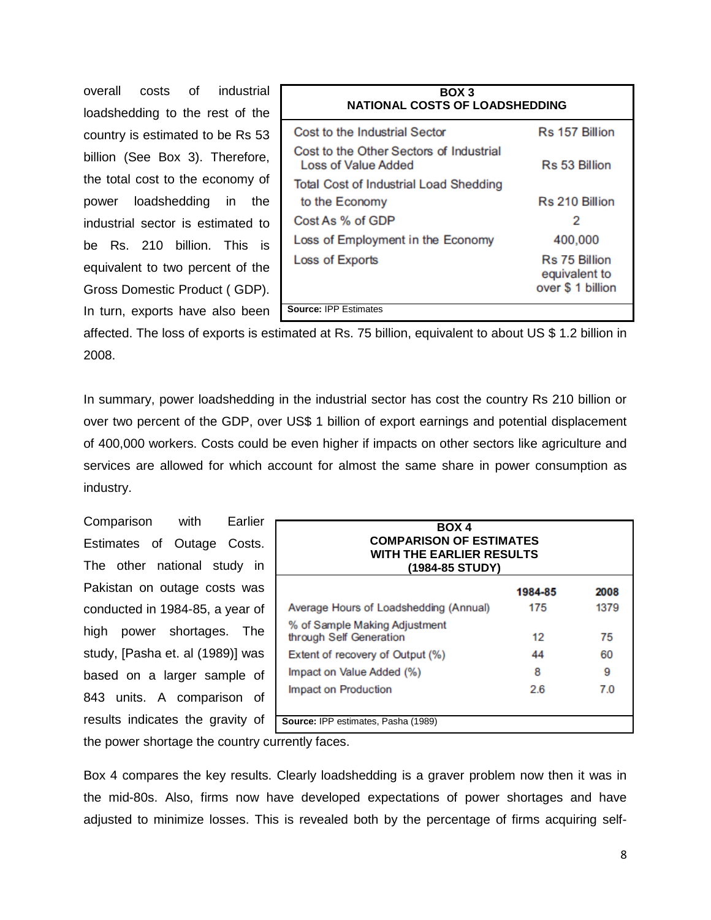overall costs of industrial loadshedding to the rest of the country is estimated to be Rs 53 billion (See Box 3). Therefore, the total cost to the economy of power loadshedding in the industrial sector is estimated to be Rs. 210 billion. This is equivalent to two percent of the Gross Domestic Product ( GDP). In turn, exports have also been affected. The loss of exports is estimated at Rs. 75 billion, equivalent to about US $ 1.2 billion in 2008.

**BOX 3**
**NATIONAL COSTS OF LOADSHEDDING**

| | |
|---|---|
| Cost to the Industrial Sector | Rs 157 Billion |
| Cost to the Other Sectors of Industrial Loss of Value Added | Rs 53 Billion |
| Total Cost of Industrial Load Shedding to the Economy | Rs 210 Billion |
| Cost As % of GDP | 2 |
| Loss of Employment in the Economy | 400,000 |
| Loss of Exports | Rs 75 Billion equivalent to over $ 1 billion |

**Source:** IPP Estimates

In summary, power loadshedding in the industrial sector has cost the country Rs 210 billion or over two percent of the GDP, over US$ 1 billion of export earnings and potential displacement of 400,000 workers. Costs could be even higher if impacts on other sectors like agriculture and services are allowed for which account for almost the same share in power consumption as industry.

Comparison with Earlier Estimates of Outage Costs. The other national study in Pakistan on outage costs was conducted in 1984-85, a year of high power shortages. The study, [Pasha et. al (1989)] was based on a larger sample of 843 units. A comparison of results indicates the gravity of the power shortage the country currently faces.

**BOX 4**
**COMPARISON OF ESTIMATES WITH THE EARLIER RESULTS (1984-85 STUDY)**

| | 1984-85 | 2008 |
|---|---|---|
| Average Hours of Loadshedding (Annual) | 175 | 1379 |
| % of Sample Making Adjustment through Self Generation | 12 | 75 |
| Extent of recovery of Output (%) | 44 | 60 |
| Impact on Value Added (%) | 8 | 9 |
| Impact on Production | 2.6 | 7.0 |

**Source:** IPP estimates, Pasha (1989)

Box 4 compares the key results. Clearly loadshedding is a graver problem now then it was in the mid-80s. Also, firms now have developed expectations of power shortages and have adjusted to minimize losses. This is revealed both by the percentage of firms acquiring self-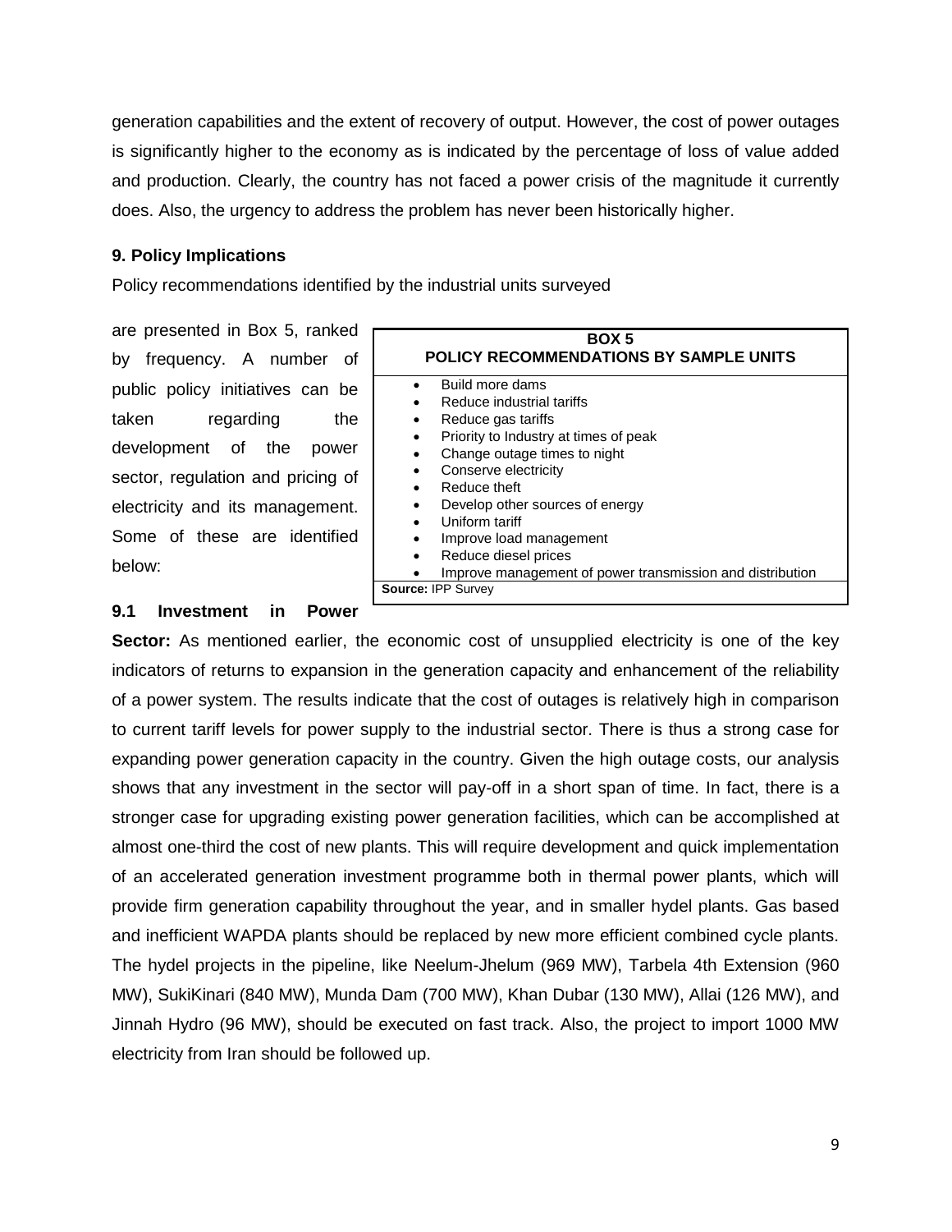generation capabilities and the extent of recovery of output. However, the cost of power outages is significantly higher to the economy as is indicated by the percentage of loss of value added and production. Clearly, the country has not faced a power crisis of the magnitude it currently does. Also, the urgency to address the problem has never been historically higher.

## 9. Policy Implications

Policy recommendations identified by the industrial units surveyed are presented in Box 5, ranked by frequency. A number of public policy initiatives can be taken regarding the development of the power sector, regulation and pricing of electricity and its management. Some of these are identified below:

| BOX 5<br>POLICY RECOMMENDATIONS BY SAMPLE UNITS |
|---|
| • Build more dams<br>• Reduce industrial tariffs<br>• Reduce gas tariffs<br>• Priority to Industry at times of peak<br>• Change outage times to night<br>• Conserve electricity<br>• Reduce theft<br>• Develop other sources of energy<br>• Uniform tariff<br>• Improve load management<br>• Reduce diesel prices<br>• Improve management of power transmission and distribution |
| **Source:** IPP Survey |

**9.1 Investment in Power Sector:** As mentioned earlier, the economic cost of unsupplied electricity is one of the key indicators of returns to expansion in the generation capacity and enhancement of the reliability of a power system. The results indicate that the cost of outages is relatively high in comparison to current tariff levels for power supply to the industrial sector. There is thus a strong case for expanding power generation capacity in the country. Given the high outage costs, our analysis shows that any investment in the sector will pay-off in a short span of time. In fact, there is a stronger case for upgrading existing power generation facilities, which can be accomplished at almost one-third the cost of new plants. This will require development and quick implementation of an accelerated generation investment programme both in thermal power plants, which will provide firm generation capability throughout the year, and in smaller hydel plants. Gas based and inefficient WAPDA plants should be replaced by new more efficient combined cycle plants. The hydel projects in the pipeline, like Neelum-Jhelum (969 MW), Tarbela 4th Extension (960 MW), SukiKinari (840 MW), Munda Dam (700 MW), Khan Dubar (130 MW), Allai (126 MW), and Jinnah Hydro (96 MW), should be executed on fast track. Also, the project to import 1000 MW electricity from Iran should be followed up.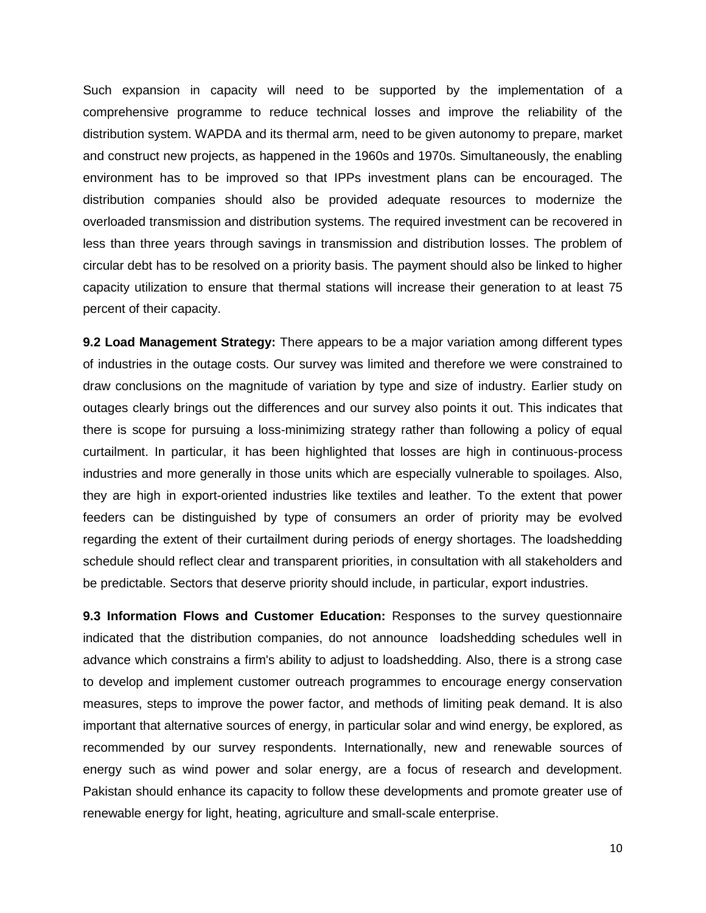Such expansion in capacity will need to be supported by the implementation of a comprehensive programme to reduce technical losses and improve the reliability of the distribution system. WAPDA and its thermal arm, need to be given autonomy to prepare, market and construct new projects, as happened in the 1960s and 1970s. Simultaneously, the enabling environment has to be improved so that IPPs investment plans can be encouraged. The distribution companies should also be provided adequate resources to modernize the overloaded transmission and distribution systems. The required investment can be recovered in less than three years through savings in transmission and distribution losses. The problem of circular debt has to be resolved on a priority basis. The payment should also be linked to higher capacity utilization to ensure that thermal stations will increase their generation to at least 75 percent of their capacity.

**9.2 Load Management Strategy:** There appears to be a major variation among different types of industries in the outage costs. Our survey was limited and therefore we were constrained to draw conclusions on the magnitude of variation by type and size of industry. Earlier study on outages clearly brings out the differences and our survey also points it out. This indicates that there is scope for pursuing a loss-minimizing strategy rather than following a policy of equal curtailment. In particular, it has been highlighted that losses are high in continuous-process industries and more generally in those units which are especially vulnerable to spoilages. Also, they are high in export-oriented industries like textiles and leather. To the extent that power feeders can be distinguished by type of consumers an order of priority may be evolved regarding the extent of their curtailment during periods of energy shortages. The loadshedding schedule should reflect clear and transparent priorities, in consultation with all stakeholders and be predictable. Sectors that deserve priority should include, in particular, export industries.

**9.3 Information Flows and Customer Education:** Responses to the survey questionnaire indicated that the distribution companies, do not announce loadshedding schedules well in advance which constrains a firm's ability to adjust to loadshedding. Also, there is a strong case to develop and implement customer outreach programmes to encourage energy conservation measures, steps to improve the power factor, and methods of limiting peak demand. It is also important that alternative sources of energy, in particular solar and wind energy, be explored, as recommended by our survey respondents. Internationally, new and renewable sources of energy such as wind power and solar energy, are a focus of research and development. Pakistan should enhance its capacity to follow these developments and promote greater use of renewable energy for light, heating, agriculture and small-scale enterprise.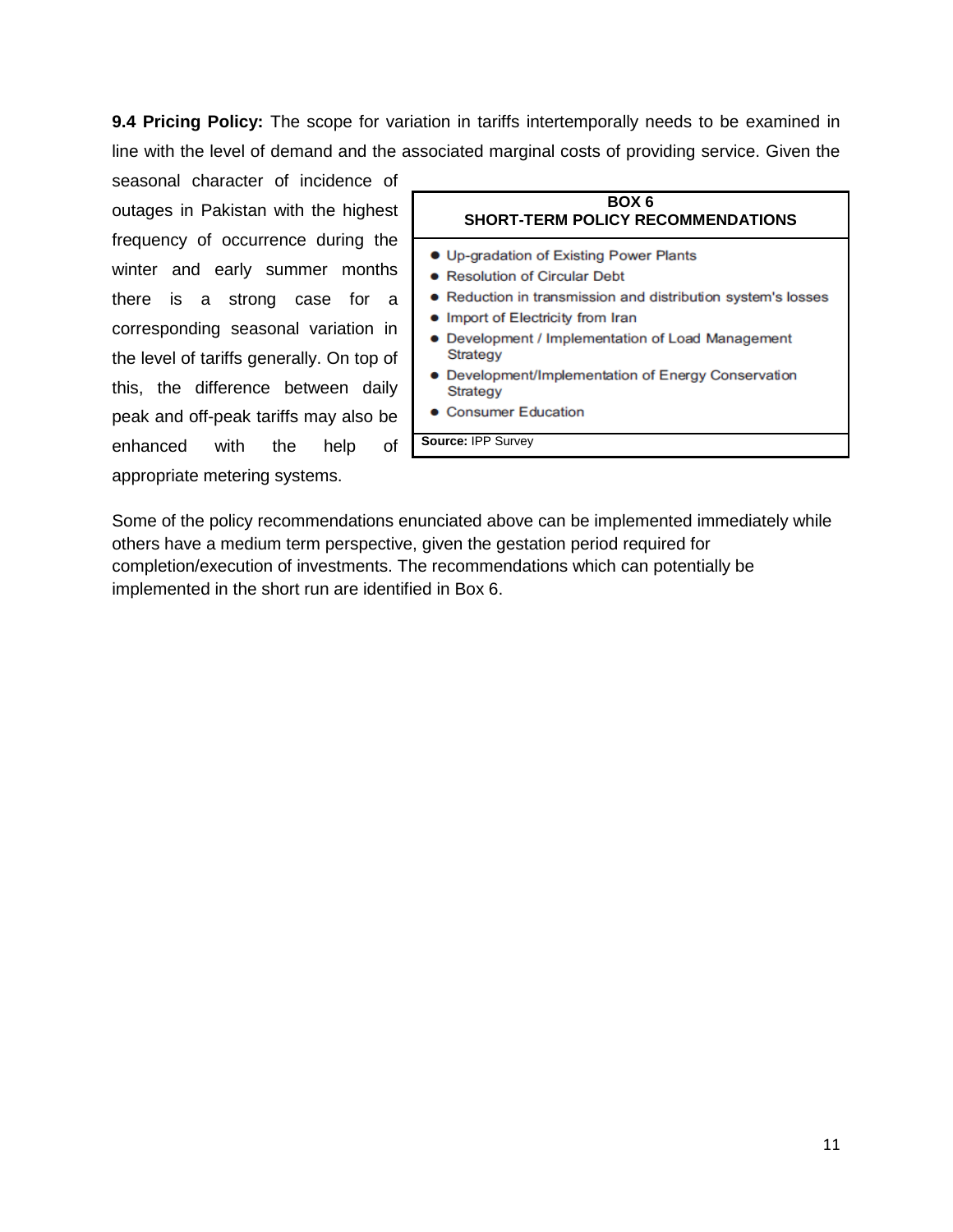**9.4 Pricing Policy:** The scope for variation in tariffs intertemporally needs to be examined in line with the level of demand and the associated marginal costs of providing service. Given the seasonal character of incidence of outages in Pakistan with the highest frequency of occurrence during the winter and early summer months there is a strong case for a corresponding seasonal variation in the level of tariffs generally. On top of this, the difference between daily peak and off-peak tariffs may also be enhanced with the help of appropriate metering systems.

**BOX 6**
**SHORT-TERM POLICY RECOMMENDATIONS**

- Up-gradation of Existing Power Plants
- Resolution of Circular Debt
- Reduction in transmission and distribution system's losses
- Import of Electricity from Iran
- Development / Implementation of Load Management Strategy
- Development/Implementation of Energy Conservation Strategy
- Consumer Education

**Source:** IPP Survey

Some of the policy recommendations enunciated above can be implemented immediately while others have a medium term perspective, given the gestation period required for completion/execution of investments. The recommendations which can potentially be implemented in the short run are identified in Box 6.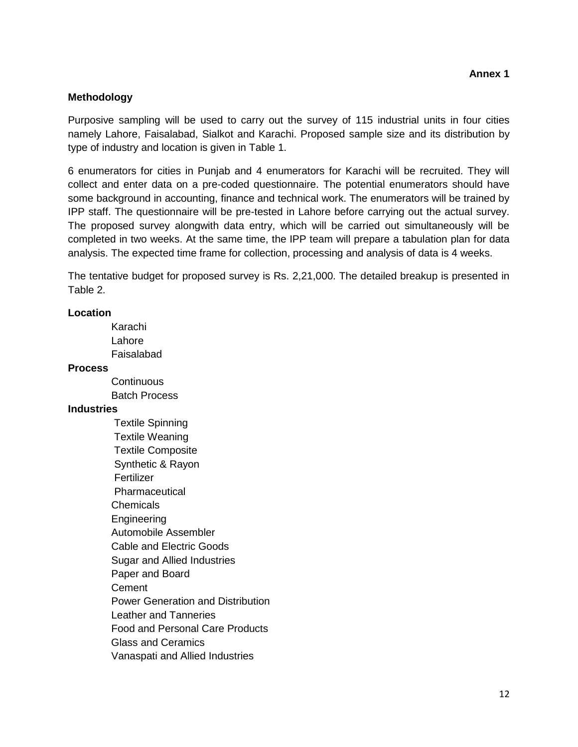**Annex 1**

**Methodology**

Purposive sampling will be used to carry out the survey of 115 industrial units in four cities namely Lahore, Faisalabad, Sialkot and Karachi. Proposed sample size and its distribution by type of industry and location is given in Table 1.

6 enumerators for cities in Punjab and 4 enumerators for Karachi will be recruited. They will collect and enter data on a pre-coded questionnaire. The potential enumerators should have some background in accounting, finance and technical work. The enumerators will be trained by IPP staff. The questionnaire will be pre-tested in Lahore before carrying out the actual survey. The proposed survey alongwith data entry, which will be carried out simultaneously will be completed in two weeks. At the same time, the IPP team will prepare a tabulation plan for data analysis. The expected time frame for collection, processing and analysis of data is 4 weeks.

The tentative budget for proposed survey is Rs. 2,21,000. The detailed breakup is presented in Table 2.

**Location**

- Karachi
- Lahore
- Faisalabad

**Process**

- Continuous
- Batch Process

**Industries**

- Textile Spinning
- Textile Weaning
- Textile Composite
- Synthetic & Rayon
- Fertilizer
- Pharmaceutical
- Chemicals
- Engineering
- Automobile Assembler
- Cable and Electric Goods
- Sugar and Allied Industries
- Paper and Board
- Cement
- Power Generation and Distribution
- Leather and Tanneries
- Food and Personal Care Products
- Glass and Ceramics
- Vanaspati and Allied Industries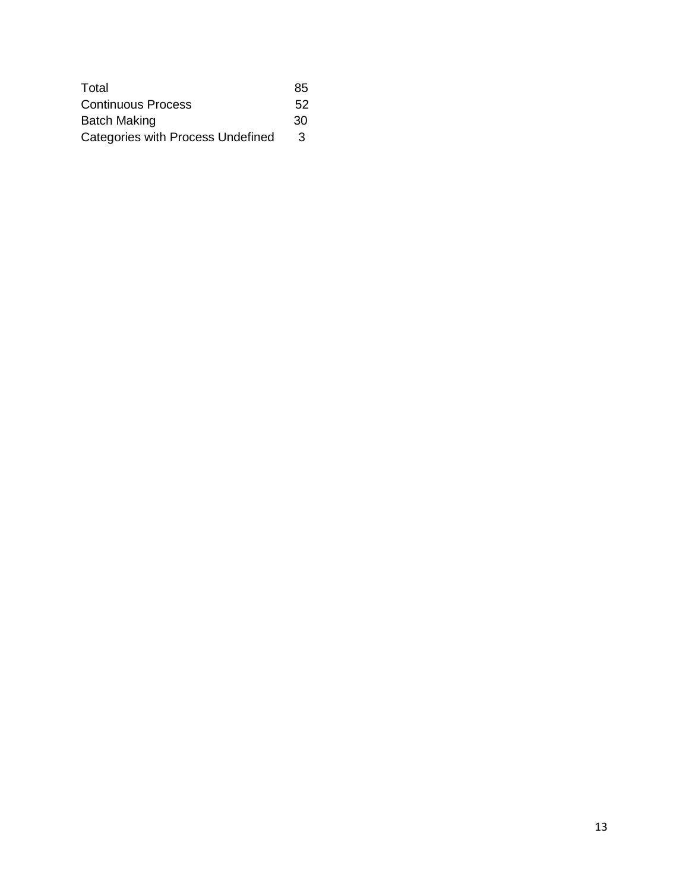| | |
|---|---|
| Total | 85 |
| Continuous Process | 52 |
| Batch Making | 30 |
| Categories with Process Undefined | 3 |